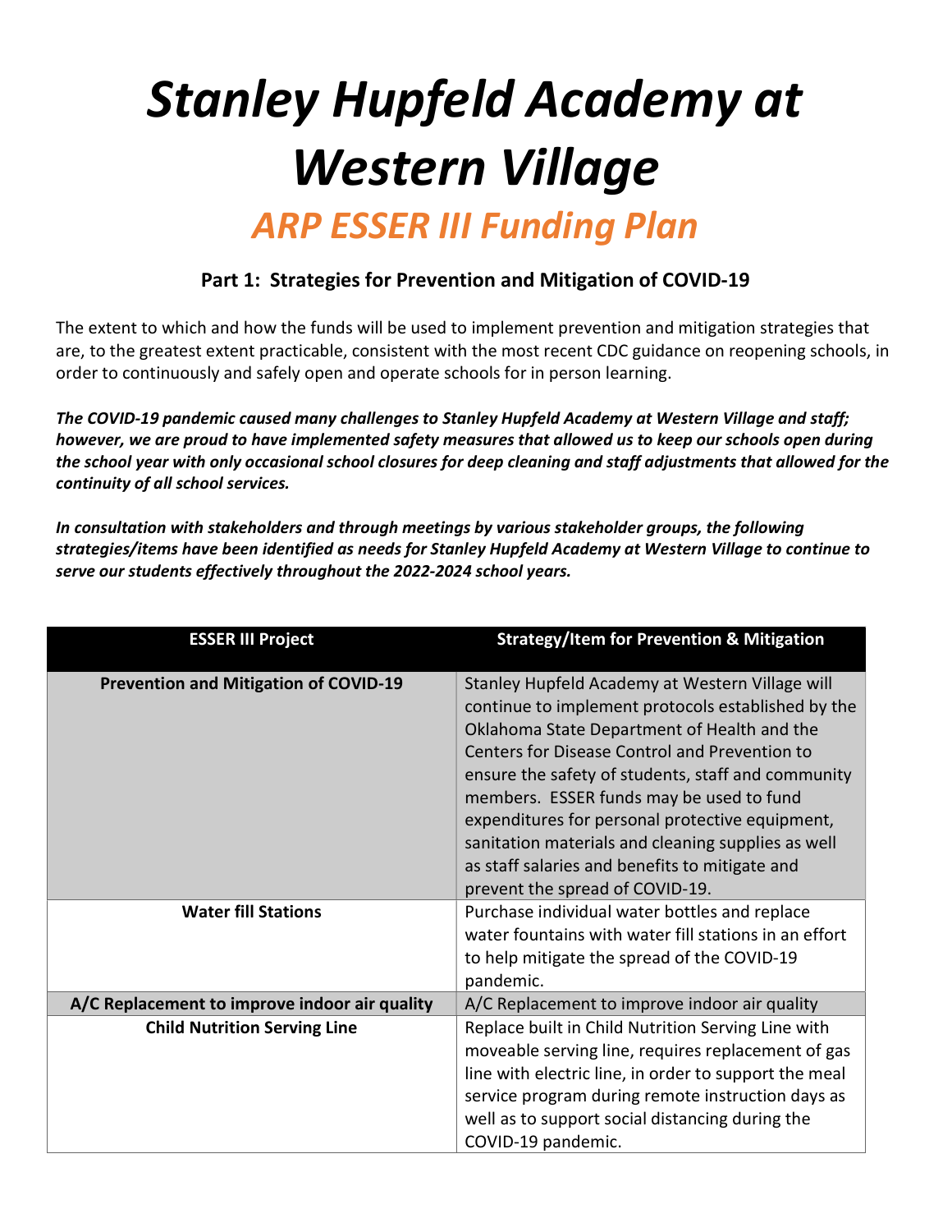# *Stanley Hupfeld Academy at Western Village*

## *ARP ESSER III Funding Plan*

### Part 1: Strategies for Prevention and Mitigation of COVID-19

The extent to which and how the funds will be used to implement prevention and mitigation strategies that are, to the greatest extent practicable, consistent with the most recent CDC guidance on reopening schools, in order to continuously and safely open and operate schools for in person learning.

***The COVID-19 pandemic caused many challenges to Stanley Hupfeld Academy at Western Village and staff; however, we are proud to have implemented safety measures that allowed us to keep our schools open during the school year with only occasional school closures for deep cleaning and staff adjustments that allowed for the continuity of all school services.***

***In consultation with stakeholders and through meetings by various stakeholder groups, the following strategies/items have been identified as needs for Stanley Hupfeld Academy at Western Village to continue to serve our students effectively throughout the 2022-2024 school years.***

| ESSER III Project | Strategy/Item for Prevention & Mitigation |
|---|---|
| **Prevention and Mitigation of COVID-19** | Stanley Hupfeld Academy at Western Village will continue to implement protocols established by the Oklahoma State Department of Health and the Centers for Disease Control and Prevention to ensure the safety of students, staff and community members. ESSER funds may be used to fund expenditures for personal protective equipment, sanitation materials and cleaning supplies as well as staff salaries and benefits to mitigate and prevent the spread of COVID-19. |
| **Water fill Stations** | Purchase individual water bottles and replace water fountains with water fill stations in an effort to help mitigate the spread of the COVID-19 pandemic. |
| **A/C Replacement to improve indoor air quality** | A/C Replacement to improve indoor air quality |
| **Child Nutrition Serving Line** | Replace built in Child Nutrition Serving Line with moveable serving line, requires replacement of gas line with electric line, in order to support the meal service program during remote instruction days as well as to support social distancing during the COVID-19 pandemic. |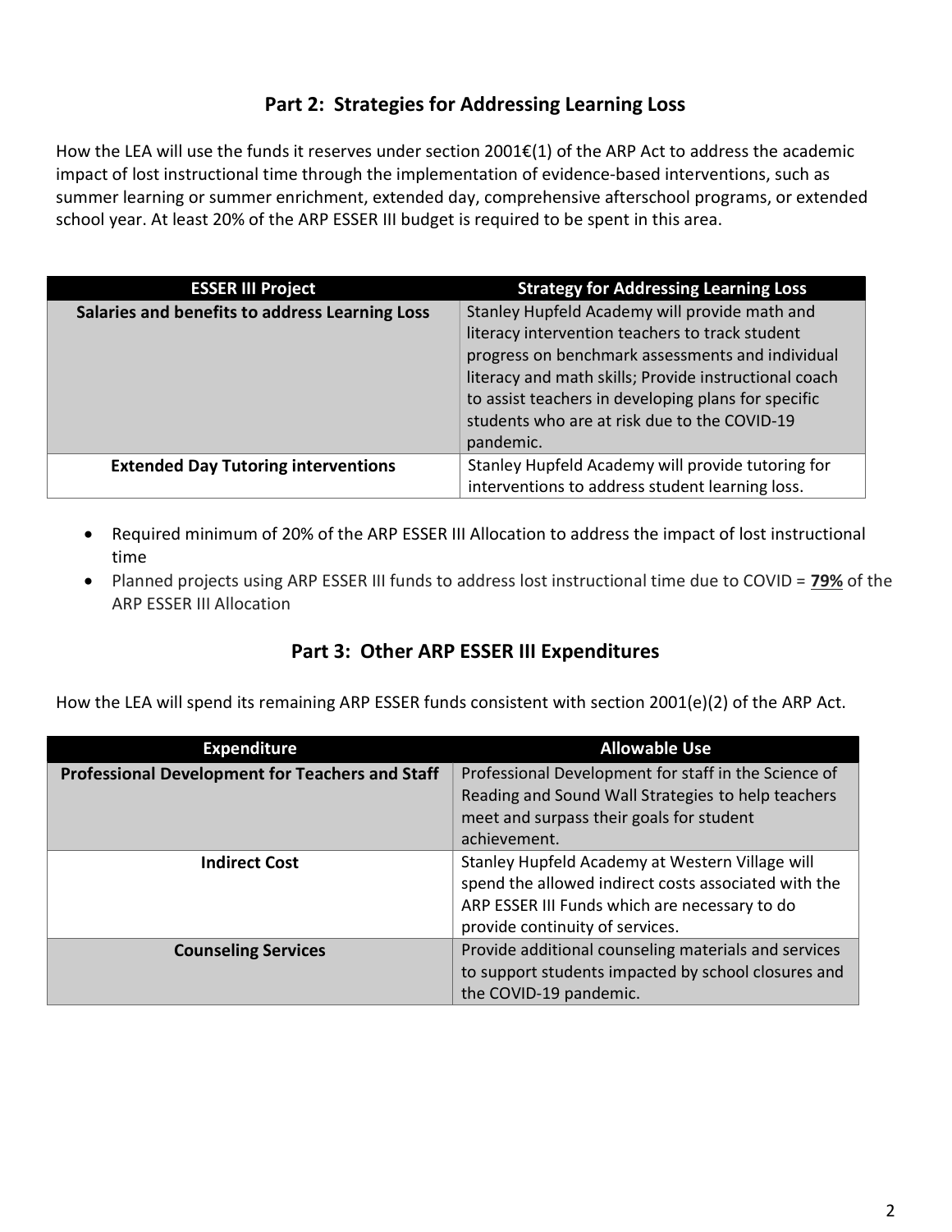## Part 2: Strategies for Addressing Learning Loss

How the LEA will use the funds it reserves under section 2001€(1) of the ARP Act to address the academic impact of lost instructional time through the implementation of evidence-based interventions, such as summer learning or summer enrichment, extended day, comprehensive afterschool programs, or extended school year. At least 20% of the ARP ESSER III budget is required to be spent in this area.

| ESSER III Project | Strategy for Addressing Learning Loss |
|---|---|
| **Salaries and benefits to address Learning Loss** | Stanley Hupfeld Academy will provide math and literacy intervention teachers to track student progress on benchmark assessments and individual literacy and math skills; Provide instructional coach to assist teachers in developing plans for specific students who are at risk due to the COVID-19 pandemic. |
| **Extended Day Tutoring interventions** | Stanley Hupfeld Academy will provide tutoring for interventions to address student learning loss. |

- Required minimum of 20% of the ARP ESSER III Allocation to address the impact of lost instructional time
- Planned projects using ARP ESSER III funds to address lost instructional time due to COVID = **79%** of the ARP ESSER III Allocation

## Part 3: Other ARP ESSER III Expenditures

How the LEA will spend its remaining ARP ESSER funds consistent with section 2001(e)(2) of the ARP Act.

| Expenditure | Allowable Use |
|---|---|
| **Professional Development for Teachers and Staff** | Professional Development for staff in the Science of Reading and Sound Wall Strategies to help teachers meet and surpass their goals for student achievement. |
| **Indirect Cost** | Stanley Hupfeld Academy at Western Village will spend the allowed indirect costs associated with the ARP ESSER III Funds which are necessary to do provide continuity of services. |
| **Counseling Services** | Provide additional counseling materials and services to support students impacted by school closures and the COVID-19 pandemic. |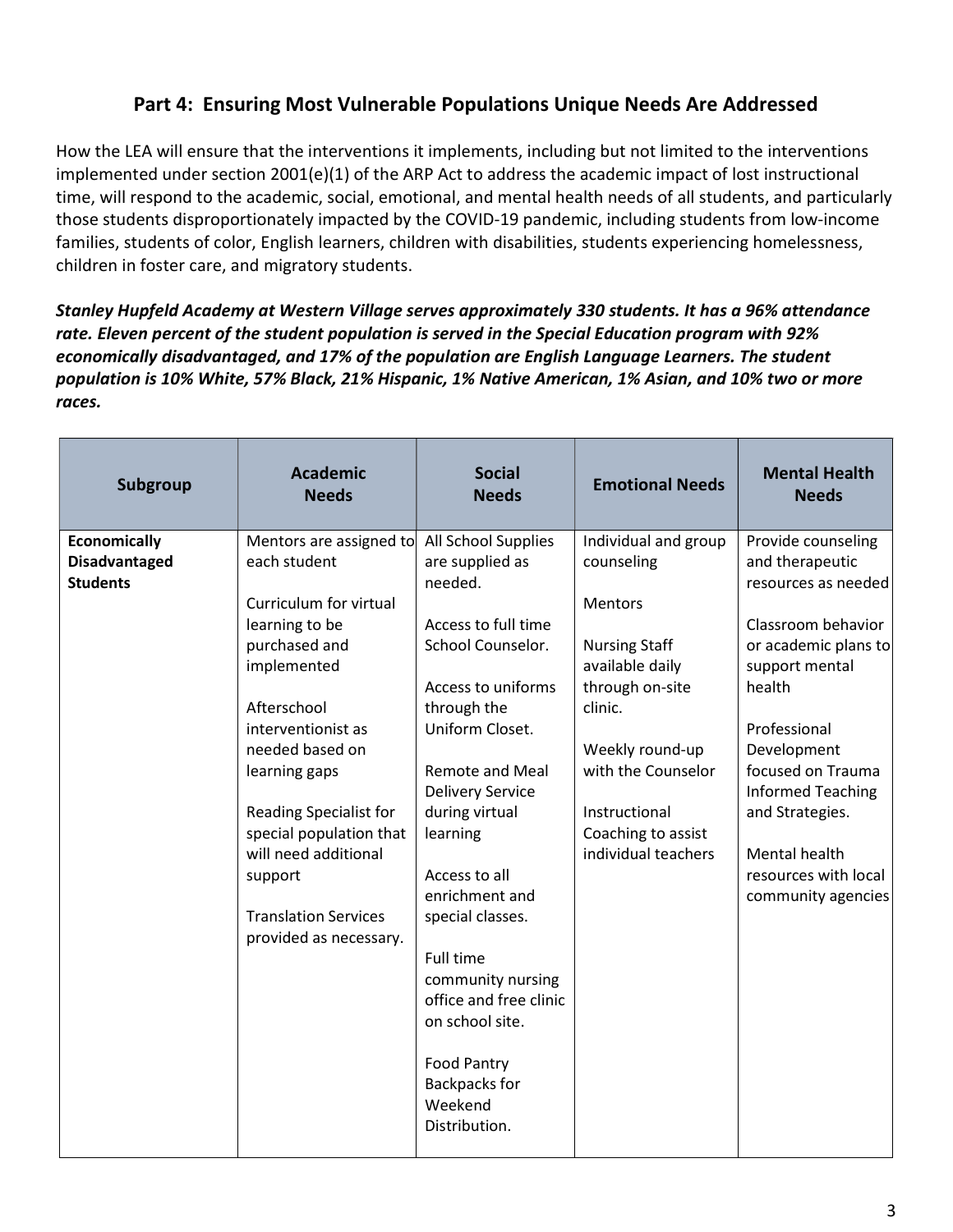## Part 4: Ensuring Most Vulnerable Populations Unique Needs Are Addressed

How the LEA will ensure that the interventions it implements, including but not limited to the interventions implemented under section 2001(e)(1) of the ARP Act to address the academic impact of lost instructional time, will respond to the academic, social, emotional, and mental health needs of all students, and particularly those students disproportionately impacted by the COVID-19 pandemic, including students from low-income families, students of color, English learners, children with disabilities, students experiencing homelessness, children in foster care, and migratory students.

***Stanley Hupfeld Academy at Western Village serves approximately 330 students. It has a 96% attendance rate. Eleven percent of the student population is served in the Special Education program with 92% economically disadvantaged, and 17% of the population are English Language Learners. The student population is 10% White, 57% Black, 21% Hispanic, 1% Native American, 1% Asian, and 10% two or more races.***

| Subgroup | Academic Needs | Social Needs | Emotional Needs | Mental Health Needs |
|---|---|---|---|---|
| **Economically Disadvantaged Students** | Mentors are assigned to each student<br><br>Curriculum for virtual learning to be purchased and implemented<br><br>Afterschool interventionist as needed based on learning gaps<br><br>Reading Specialist for special population that will need additional support<br><br>Translation Services provided as necessary. | All School Supplies are supplied as needed.<br><br>Access to full time School Counselor.<br><br>Access to uniforms through the Uniform Closet.<br><br>Remote and Meal Delivery Service during virtual learning<br><br>Access to all enrichment and special classes.<br><br>Full time community nursing office and free clinic on school site.<br><br>Food Pantry Backpacks for Weekend Distribution. | Individual and group counseling<br><br>Mentors<br><br>Nursing Staff available daily through on-site clinic.<br><br>Weekly round-up with the Counselor<br><br>Instructional Coaching to assist individual teachers | Provide counseling and therapeutic resources as needed<br><br>Classroom behavior or academic plans to support mental health<br><br>Professional Development focused on Trauma Informed Teaching and Strategies.<br><br>Mental health resources with local community agencies |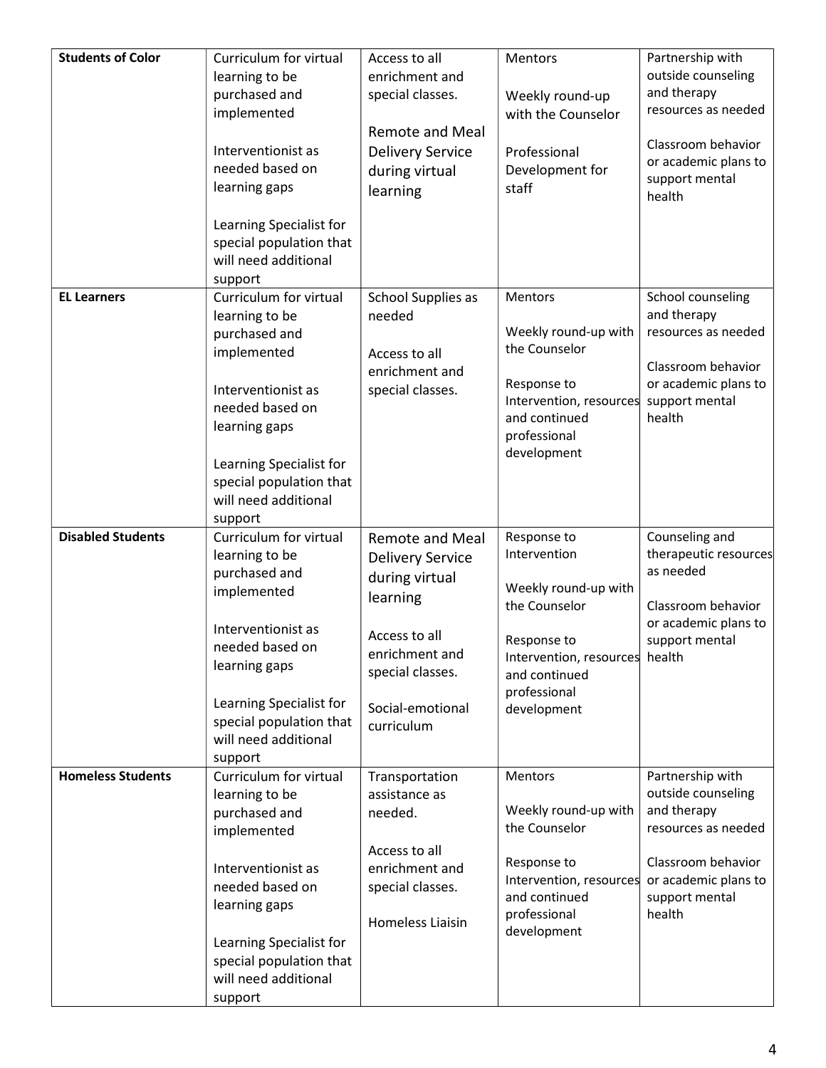| **Students of Color** | Curriculum for virtual learning to be purchased and implemented<br><br>Interventionist as needed based on learning gaps<br><br>Learning Specialist for special population that will need additional support | Access to all enrichment and special classes.<br><br>Remote and Meal Delivery Service during virtual learning | Mentors<br><br>Weekly round-up with the Counselor<br><br>Professional Development for staff | Partnership with outside counseling and therapy resources as needed<br><br>Classroom behavior or academic plans to support mental health |
|---|---|---|---|---|
| **EL Learners** | Curriculum for virtual learning to be purchased and implemented<br><br>Interventionist as needed based on learning gaps<br><br>Learning Specialist for special population that will need additional support | School Supplies as needed<br><br>Access to all enrichment and special classes. | Mentors<br><br>Weekly round-up with the Counselor<br><br>Response to Intervention, resources and continued professional development | School counseling and therapy resources as needed<br><br>Classroom behavior or academic plans to support mental health |
| **Disabled Students** | Curriculum for virtual learning to be purchased and implemented<br><br>Interventionist as needed based on learning gaps<br><br>Learning Specialist for special population that will need additional support | Remote and Meal Delivery Service during virtual learning<br><br>Access to all enrichment and special classes.<br><br>Social-emotional curriculum | Response to Intervention<br><br>Weekly round-up with the Counselor<br><br>Response to Intervention, resources and continued professional development | Counseling and therapeutic resources as needed<br><br>Classroom behavior or academic plans to support mental health |
| **Homeless Students** | Curriculum for virtual learning to be purchased and implemented<br><br>Interventionist as needed based on learning gaps<br><br>Learning Specialist for special population that will need additional support | Transportation assistance as needed.<br><br>Access to all enrichment and special classes.<br><br>Homeless Liaisin | Mentors<br><br>Weekly round-up with the Counselor<br><br>Response to Intervention, resources and continued professional development | Partnership with outside counseling and therapy resources as needed<br><br>Classroom behavior or academic plans to support mental health |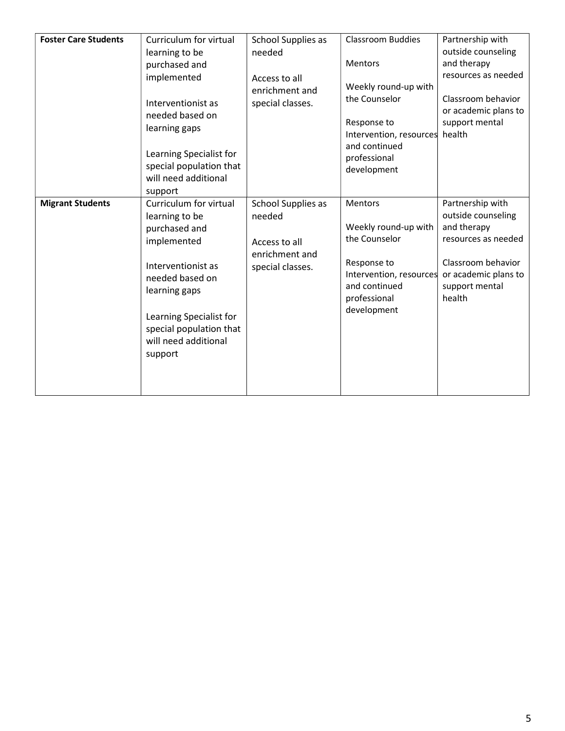| | | | | |
|---|---|---|---|---|
| **Foster Care Students** | Curriculum for virtual learning to be purchased and implemented<br><br>Interventionist as needed based on learning gaps<br><br>Learning Specialist for special population that will need additional support | School Supplies as needed<br><br>Access to all enrichment and special classes. | Classroom Buddies<br><br>Mentors<br><br>Weekly round-up with the Counselor<br><br>Response to Intervention, resources and continued professional development | Partnership with outside counseling and therapy resources as needed<br><br>Classroom behavior or academic plans to support mental health |
| **Migrant Students** | Curriculum for virtual learning to be purchased and implemented<br><br>Interventionist as needed based on learning gaps<br><br>Learning Specialist for special population that will need additional support | School Supplies as needed<br><br>Access to all enrichment and special classes. | Mentors<br><br>Weekly round-up with the Counselor<br><br>Response to Intervention, resources and continued professional development | Partnership with outside counseling and therapy resources as needed<br><br>Classroom behavior or academic plans to support mental health |